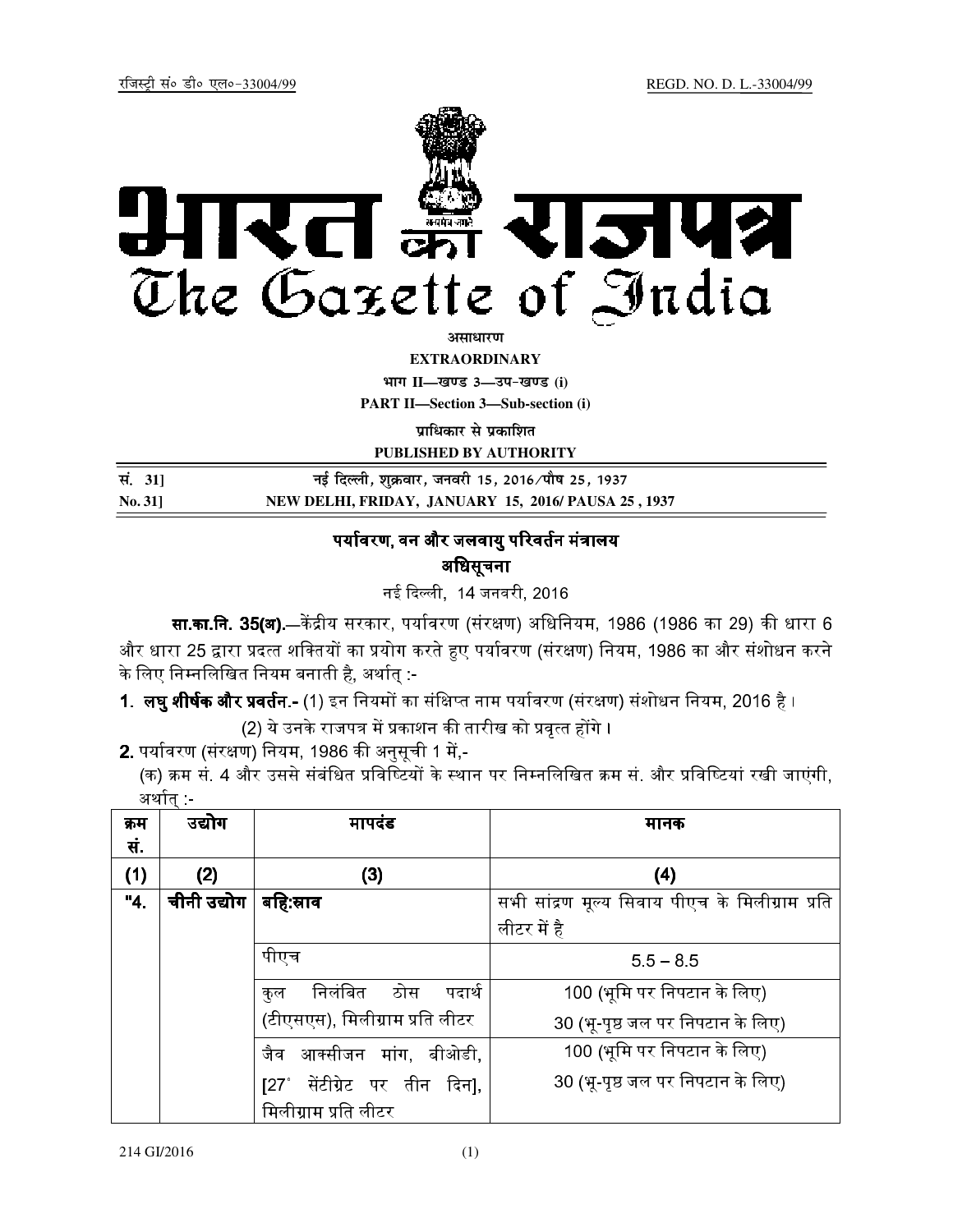रजिस्ट्री सं० डी० एल०-33004/99 REGD. NO. D. L.-33004/99

# भारत का राजपत्र
# The Gazette of India

**असाधारण**

**EXTRAORDINARY**

**भाग II—खण्ड 3—उप-खण्ड (i)**

**PART II—Section 3—Sub-section (i)**

**प्राधिकार से प्रकाशित**

**PUBLISHED BY AUTHORITY**

| | |
|---|---|
| **सं. 31]** | **नई दिल्ली, शुक्रवार, जनवरी 15, 2016/पौष 25, 1937** |
| **No. 31]** | **NEW DELHI, FRIDAY, JANUARY 15, 2016/ PAUSA 25, 1937** |

## पर्यावरण, वन और जलवायु परिवर्तन मंत्रालय

## अधिसूचना

नई दिल्ली, 14 जनवरी, 2016

**सा.का.नि. 35(अ).**—केंद्रीय सरकार, पर्यावरण (संरक्षण) अधिनियम, 1986 (1986 का 29) की धारा 6 और धारा 25 द्वारा प्रदत्त शक्तियों का प्रयोग करते हुए पर्यावरण (संरक्षण) नियम, 1986 का और संशोधन करने के लिए निम्नलिखित नियम बनाती है, अर्थात् :-

**1. लघु शीर्षक और प्रवर्तन.-** (1) इन नियमों का संक्षिप्त नाम पर्यावरण (संरक्षण) संशोधन नियम, 2016 है।

(2) ये उनके राजपत्र में प्रकाशन की तारीख को प्रवृत्त होंगे।

**2.** पर्यावरण (संरक्षण) नियम, 1986 की अनुसूची 1 में,-

(क) क्रम सं. 4 और उससे संबंधित प्रविष्टियों के स्थान पर निम्नलिखित क्रम सं. और प्रविष्टियां रखी जाएंगी, अर्थात् :-

| क्रम सं. | उद्योग | मापदंड | मानक |
|---|---|---|---|
| **(1)** | **(2)** | **(3)** | **(4)** |
| **"4.** | **चीनी उद्योग** | **बहिःस्राव** | सभी सांद्रण मूल्य सिवाय पीएच के मिलीग्राम प्रति लीटर में है |
| | | पीएच | 5.5 – 8.5 |
| | | कुल निलंबित ठोस पदार्थ (टीएसएस), मिलीग्राम प्रति लीटर | 100 (भूमि पर निपटान के लिए)<br>30 (भू-पृष्ठ जल पर निपटान के लिए) |
| | | जैव आक्सीजन मांग, बीओडी, [27° सेंटीग्रेट पर तीन दिन], मिलीग्राम प्रति लीटर | 100 (भूमि पर निपटान के लिए)<br>30 (भू-पृष्ठ जल पर निपटान के लिए) |

214 GI/2016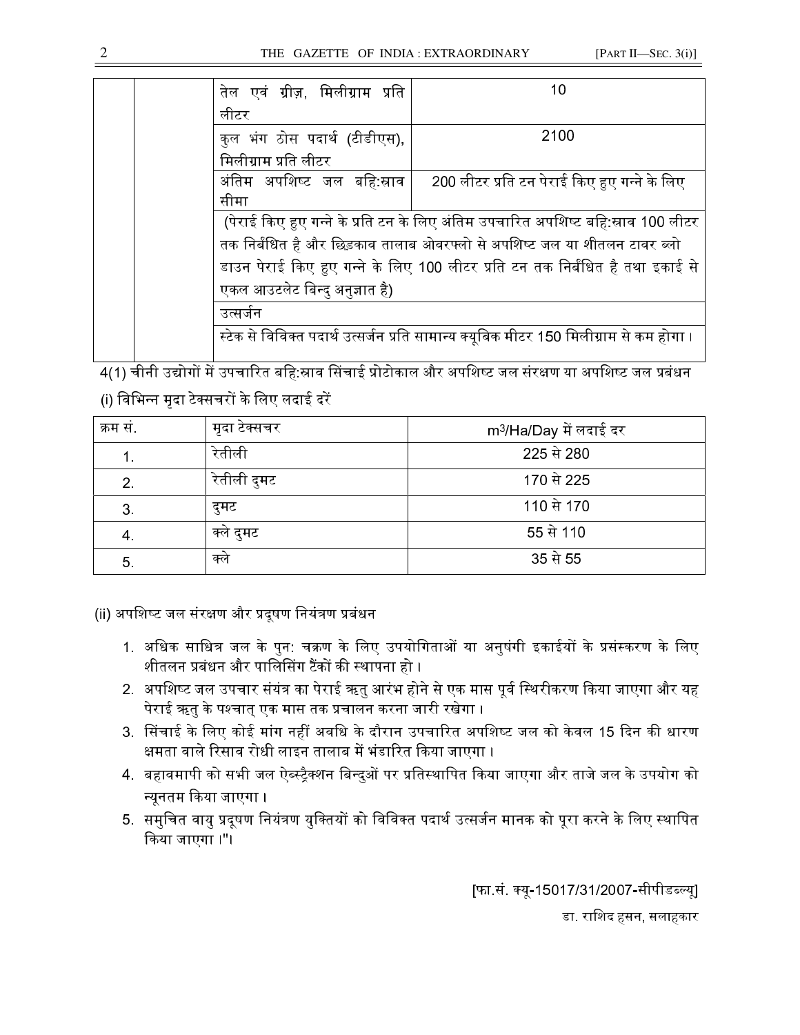| | | तेल एवं ग्रीज़, मिलीग्राम प्रति लीटर | 10 |
|---|---|---|---|
| | | कुल भंग ठोस पदार्थ (टीडीएस), मिलीग्राम प्रति लीटर | 2100 |
| | | अंतिम अपशिष्ट जल बहि:स्राव सीमा | 200 लीटर प्रति टन पेराई किए हुए गन्ने के लिए |
| | | (पेराई किए हुए गन्ने के प्रति टन के लिए अंतिम उपचारित अपशिष्ट बहि:स्राव 100 लीटर तक निर्बंधित है और छिड़काव तालाब ओवरफ्लो से अपशिष्ट जल या शीतलन टावर ब्लो डाउन पेराई किए हुए गन्ने के लिए 100 लीटर प्रति टन तक निर्बंधित है तथा इकाई से एकल आउटलेट बिन्दु अनुज्ञात है) | |
| | | उत्सर्जन | |
| | | स्टेक से विविक्त पदार्थ उत्सर्जन प्रति सामान्य क्यूबिक मीटर 150 मिलीग्राम से कम होगा। | |

4(1) चीनी उद्योगों में उपचारित बहि:स्राव सिंचाई प्रोटोकाल और अपशिष्ट जल संरक्षण या अपशिष्ट जल प्रबंधन

(i) विभिन्न मृदा टेक्सचरों के लिए लदाई दरें

| क्रम सं. | मृदा टेक्सचर | $m^3$/Ha/Day में लदाई दर |
|---|---|---|
| 1. | रेतीली | 225 से 280 |
| 2. | रेतीली दुमट | 170 से 225 |
| 3. | दुमट | 110 से 170 |
| 4. | क्ले दुमट | 55 से 110 |
| 5. | क्ले | 35 से 55 |

(ii) अपशिष्ट जल संरक्षण और प्रदूषण नियंत्रण प्रबंधन

1. अधिक साधित्र जल के पुन: चक्रण के लिए उपयोगिताओं या अनुषंगी इकाईयों के प्रसंस्करण के लिए शीतलन प्रबंधन और पालिसिंग टैंकों की स्थापना हो।
2. अपशिष्ट जल उपचार संयंत्र का पेराई ऋतु आरंभ होने से एक मास पूर्व स्थिरीकरण किया जाएगा और यह पेराई ऋतु के पश्चात् एक मास तक प्रचालन करना जारी रखेगा।
3. सिंचाई के लिए कोई मांग नहीं अवधि के दौरान उपचारित अपशिष्ट जल को केवल 15 दिन की धारण क्षमता वाले रिसाव रोधी लाइन तालाब में भंडारित किया जाएगा।
4. बहावमापी को सभी जल ऐब्स्ट्रैक्शन बिन्दुओं पर प्रतिस्थापित किया जाएगा और ताजे जल के उपयोग को न्यूनतम किया जाएगा।
5. समुचित वायु प्रदूषण नियंत्रण युक्तियों को विविक्त पदार्थ उत्सर्जन मानक को पूरा करने के लिए स्थापित किया जाएगा।"।

[फा.सं. क्यू-15017/31/2007-सीपीडब्ल्यू]

डा. राशिद हसन, सलाहकार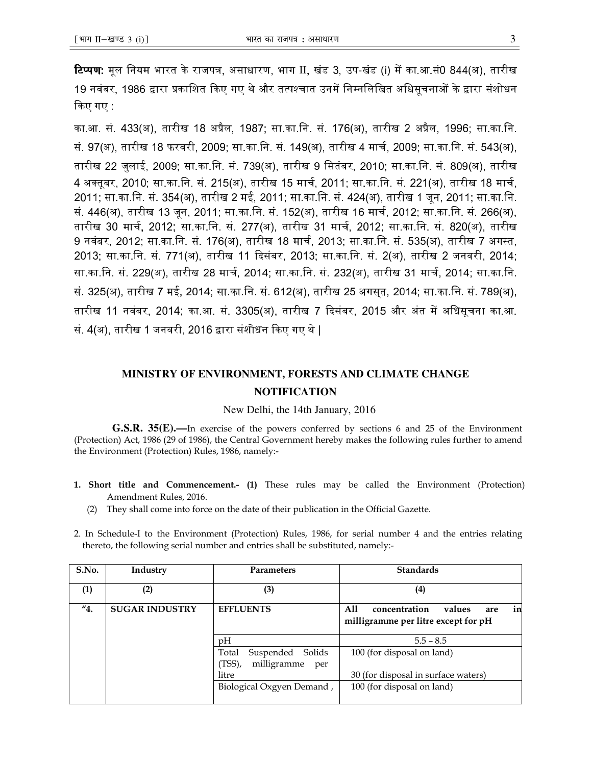**टिप्पण:** मूल नियम भारत के राजपत्र, असाधारण, भाग II, खंड 3, उप-खंड (i) में का.आ.सं0 844(अ), तारीख 19 नवंबर, 1986 द्वारा प्रकाशित किए गए थे और तत्पश्चात उनमें निम्नलिखित अधिसूचनाओं के द्वारा संशोधन किए गए :

का.आ. सं. 433(अ), तारीख 18 अप्रैल, 1987; सा.का.नि. सं. 176(अ), तारीख 2 अप्रैल, 1996; सा.का.नि. सं. 97(अ), तारीख 18 फरवरी, 2009; सा.का.नि. सं. 149(अ), तारीख 4 मार्च, 2009; सा.का.नि. सं. 543(अ), तारीख 22 जुलाई, 2009; सा.का.नि. सं. 739(अ), तारीख 9 सितंबर, 2010; सा.का.नि. सं. 809(अ), तारीख 4 अक्तूबर, 2010; सा.का.नि. सं. 215(अ), तारीख 15 मार्च, 2011; सा.का.नि. सं. 221(अ), तारीख 18 मार्च, 2011; सा.का.नि. सं. 354(अ), तारीख 2 मई, 2011; सा.का.नि. सं. 424(अ), तारीख 1 जून, 2011; सा.का.नि. सं. 446(अ), तारीख 13 जून, 2011; सा.का.नि. सं. 152(अ), तारीख 16 मार्च, 2012; सा.का.नि. सं. 266(अ), तारीख 30 मार्च, 2012; सा.का.नि. सं. 277(अ), तारीख 31 मार्च, 2012; सा.का.नि. सं. 820(अ), तारीख 9 नवंबर, 2012; सा.का.नि. सं. 176(अ), तारीख 18 मार्च, 2013; सा.का.नि. सं. 535(अ), तारीख 7 अगस्त, 2013; सा.का.नि. सं. 771(अ), तारीख 11 दिसंबर, 2013; सा.का.नि. सं. 2(अ), तारीख 2 जनवरी, 2014; सा.का.नि. सं. 229(अ), तारीख 28 मार्च, 2014; सा.का.नि. सं. 232(अ), तारीख 31 मार्च, 2014; सा.का.नि. सं. 325(अ), तारीख 7 मई, 2014; सा.का.नि. सं. 612(अ), तारीख 25 अगस्त, 2014; सा.का.नि. सं. 789(अ), तारीख 11 नवंबर, 2014; का.आ. सं. 3305(अ), तारीख 7 दिसंबर, 2015 और अंत में अधिसूचना का.आ. सं. 4(अ), तारीख 1 जनवरी, 2016 द्वारा संशोधन किए गए थे |

## MINISTRY OF ENVIRONMENT, FORESTS AND CLIMATE CHANGE

## NOTIFICATION

New Delhi, the 14th January, 2016

**G.S.R. 35(E).—**In exercise of the powers conferred by sections 6 and 25 of the Environment (Protection) Act, 1986 (29 of 1986), the Central Government hereby makes the following rules further to amend the Environment (Protection) Rules, 1986, namely:-

1. **Short title and Commencement.- (1)** These rules may be called the Environment (Protection) Amendment Rules, 2016.
   (2) They shall come into force on the date of their publication in the Official Gazette.

2. In Schedule-I to the Environment (Protection) Rules, 1986, for serial number 4 and the entries relating thereto, the following serial number and entries shall be substituted, namely:-

| S.No. | Industry | Parameters | Standards |
|---|---|---|---|
| **(1)** | **(2)** | **(3)** | **(4)** |
| **"4.** | **SUGAR INDUSTRY** | **EFFLUENTS** | **All concentration values are in milligramme per litre except for pH** |
| | | pH | 5.5 – 8.5 |
| | | Total Suspended Solids (TSS), milligramme per litre | 100 (for disposal on land)<br><br>30 (for disposal in surface waters) |
| | | Biological Oxgyen Demand , | 100 (for disposal on land) |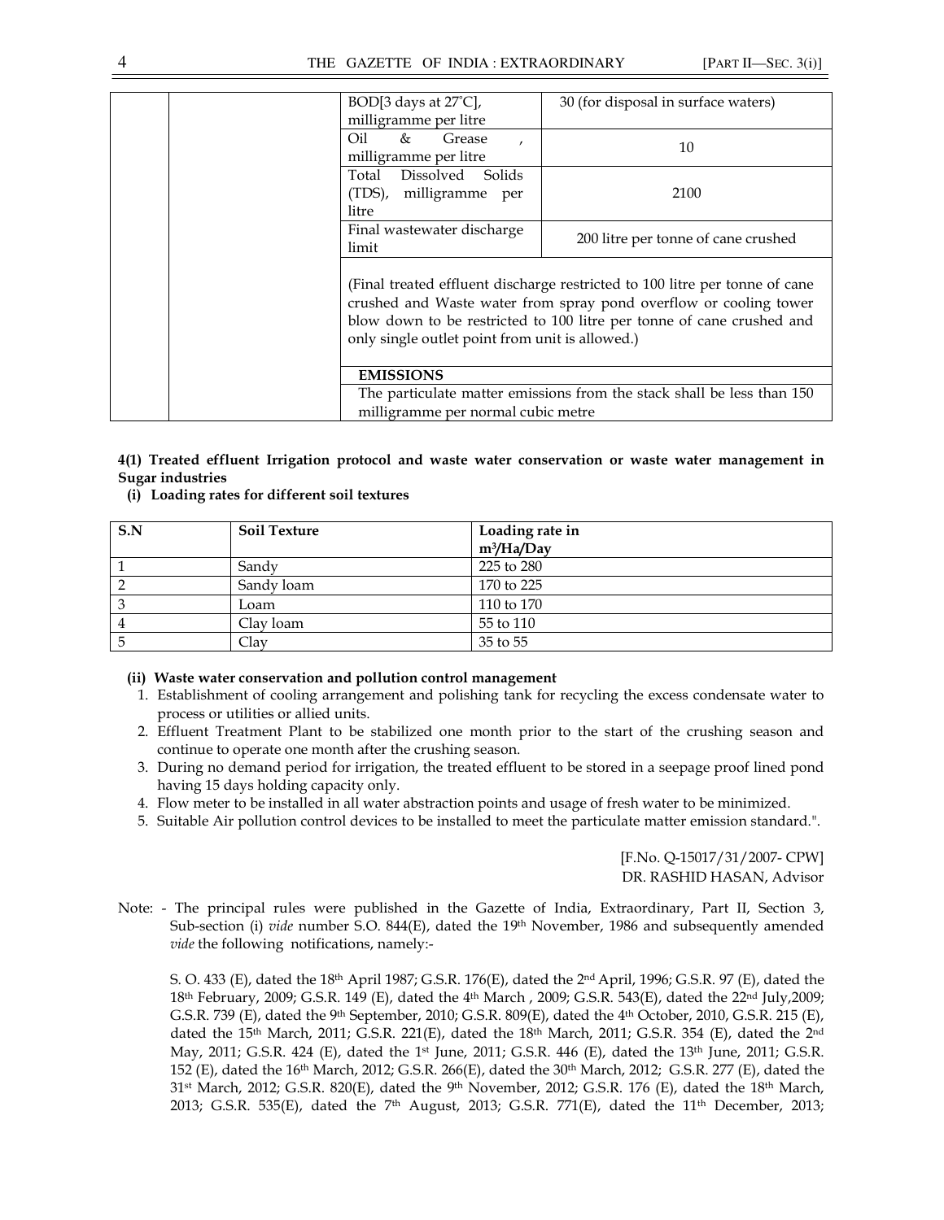| | | BOD[3 days at 27°C], milligramme per litre | 30 (for disposal in surface waters) |
|---|---|---|---|
| | | Oil & Grease , milligramme per litre | 10 |
| | | Total Dissolved Solids (TDS), milligramme per litre | 2100 |
| | | Final wastewater discharge limit | 200 litre per tonne of cane crushed |
| | | (Final treated effluent discharge restricted to 100 litre per tonne of cane crushed and Waste water from spray pond overflow or cooling tower blow down to be restricted to 100 litre per tonne of cane crushed and only single outlet point from unit is allowed.) | |
| | | **EMISSIONS** | |
| | | The particulate matter emissions from the stack shall be less than 150 milligramme per normal cubic metre | |

**4(1) Treated effluent Irrigation protocol and waste water conservation or waste water management in Sugar industries**

**(i) Loading rates for different soil textures**

| S.N | Soil Texture | Loading rate in $m^3$/Ha/Day |
|---|---|---|
| 1 | Sandy | 225 to 280 |
| 2 | Sandy loam | 170 to 225 |
| 3 | Loam | 110 to 170 |
| 4 | Clay loam | 55 to 110 |
| 5 | Clay | 35 to 55 |

**(ii) Waste water conservation and pollution control management**

1. Establishment of cooling arrangement and polishing tank for recycling the excess condensate water to process or utilities or allied units.
2. Effluent Treatment Plant to be stabilized one month prior to the start of the crushing season and continue to operate one month after the crushing season.
3. During no demand period for irrigation, the treated effluent to be stored in a seepage proof lined pond having 15 days holding capacity only.
4. Flow meter to be installed in all water abstraction points and usage of fresh water to be minimized.
5. Suitable Air pollution control devices to be installed to meet the particulate matter emission standard.".

[F.No. Q-15017/31/2007- CPW]
DR. RASHID HASAN, Advisor

Note: - The principal rules were published in the Gazette of India, Extraordinary, Part II, Section 3, Sub-section (i) *vide* number S.O. 844(E), dated the 19th November, 1986 and subsequently amended *vide* the following notifications, namely:-

S. O. 433 (E), dated the 18th April 1987; G.S.R. 176(E), dated the 2nd April, 1996; G.S.R. 97 (E), dated the 18th February, 2009; G.S.R. 149 (E), dated the 4th March , 2009; G.S.R. 543(E), dated the 22nd July,2009; G.S.R. 739 (E), dated the 9th September, 2010; G.S.R. 809(E), dated the 4th October, 2010, G.S.R. 215 (E), dated the 15th March, 2011; G.S.R. 221(E), dated the 18th March, 2011; G.S.R. 354 (E), dated the 2nd May, 2011; G.S.R. 424 (E), dated the 1st June, 2011; G.S.R. 446 (E), dated the 13th June, 2011; G.S.R. 152 (E), dated the 16th March, 2012; G.S.R. 266(E), dated the 30th March, 2012; G.S.R. 277 (E), dated the 31st March, 2012; G.S.R. 820(E), dated the 9th November, 2012; G.S.R. 176 (E), dated the 18th March, 2013; G.S.R. 535(E), dated the 7th August, 2013; G.S.R. 771(E), dated the 11th December, 2013;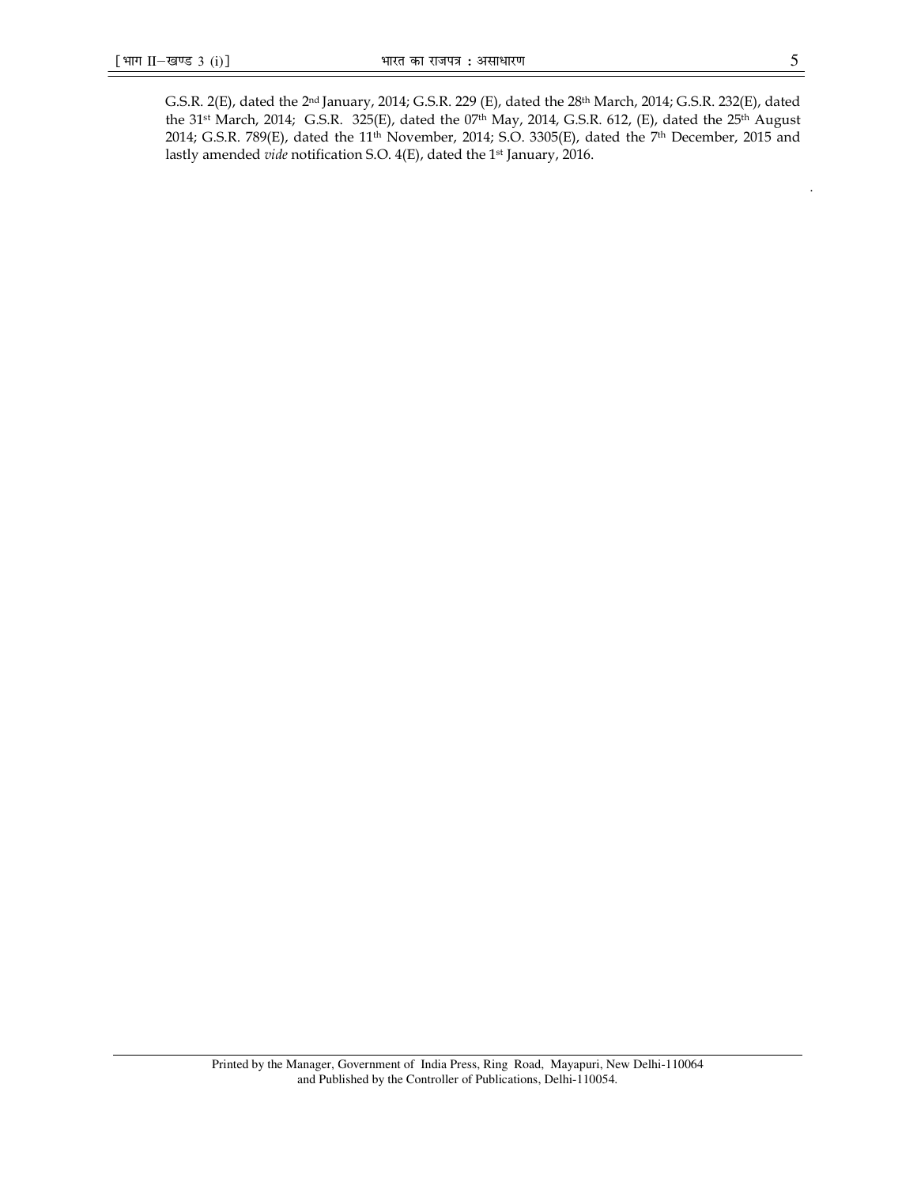G.S.R. 2(E), dated the 2nd January, 2014; G.S.R. 229 (E), dated the 28th March, 2014; G.S.R. 232(E), dated the 31st March, 2014; G.S.R. 325(E), dated the 07th May, 2014, G.S.R. 612, (E), dated the 25th August 2014; G.S.R. 789(E), dated the 11th November, 2014; S.O. 3305(E), dated the 7th December, 2015 and lastly amended *vide* notification S.O. 4(E), dated the 1st January, 2016.

Printed by the Manager, Government of India Press, Ring Road, Mayapuri, New Delhi-110064 and Published by the Controller of Publications, Delhi-110054.